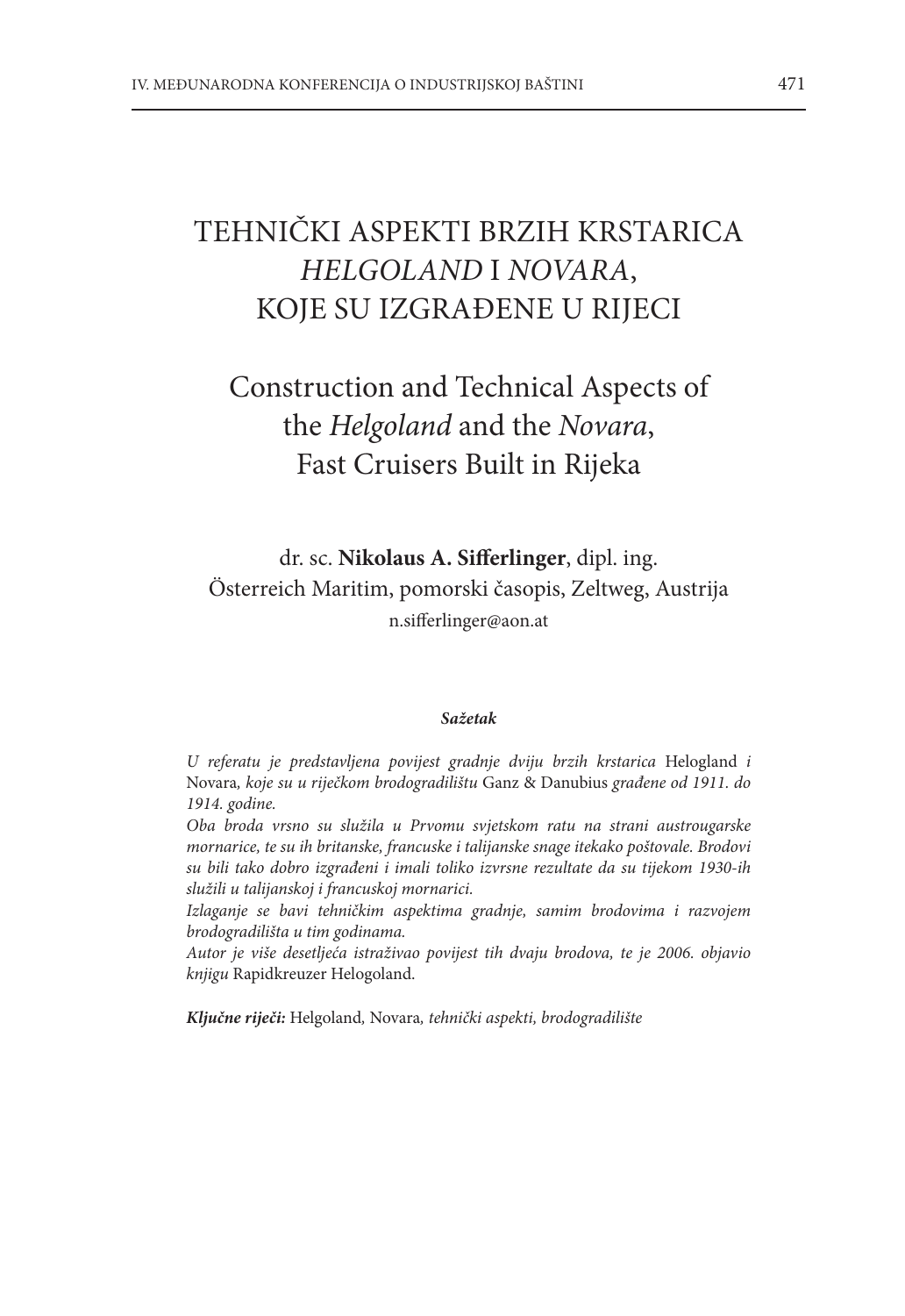# TEHNIČKI ASPEKTI BRZIH KRSTARICA *HELGOLAND* I *NOVARA*, KOJE SU IZGRAĐENE U RIJECI

# Construction and Technical Aspects of the *Helgoland* and the *Novara*, Fast Cruisers Built in Rijeka

dr. sc. **Nikolaus A. Sifferlinger**, dipl. ing.
Österreich Maritim, pomorski časopis, Zeltweg, Austrija
n.sifferlinger@aon.at

***Sažetak***

*U referatu je predstavljena povijest gradnje dviju brzih krstarica* Helogland *i* Novara*, koje su u riječkom brodogradilištu* Ganz & Danubius *građene od 1911. do 1914. godine.*

*Oba broda vrsno su služila u Prvomu svjetskom ratu na strani austrougarske mornarice, te su ih britanske, francuske i talijanske snage itekako poštovale. Brodovi su bili tako dobro izgrađeni i imali toliko izvrsne rezultate da su tijekom 1930-ih služili u talijanskoj i francuskoj mornarici.*

*Izlaganje se bavi tehničkim aspektima gradnje, samim brodovima i razvojem brodogradilišta u tim godinama.*

*Autor je više desetljeća istraživao povijest tih dvaju brodova, te je 2006. objavio knjigu* Rapidkreuzer Helogoland.

***Ključne riječi:*** Helgoland*,* Novara*, tehnički aspekti, brodogradilište*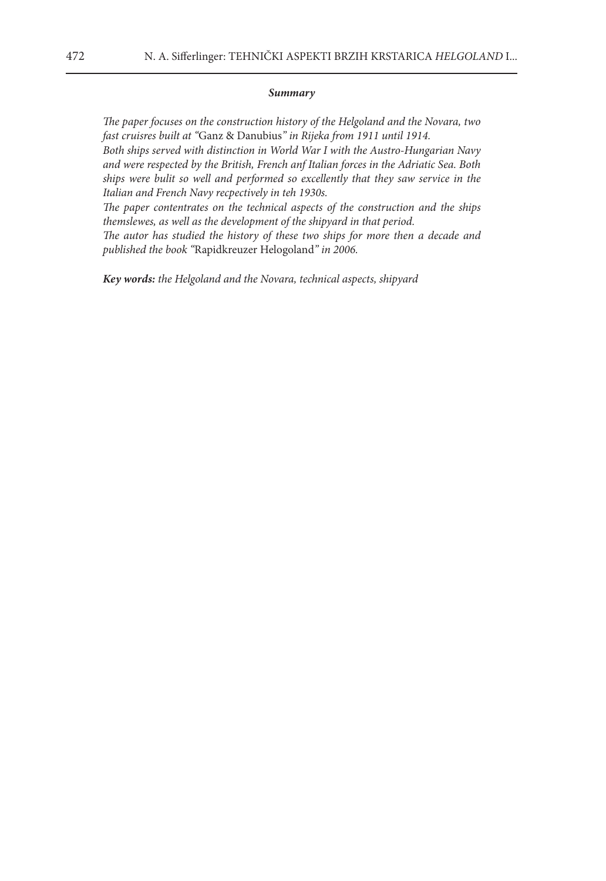***Summary***

*The paper focuses on the construction history of the Helgoland and the Novara, two fast cruisres built at "*Ganz & Danubius*" in Rijeka from 1911 until 1914.*
*Both ships served with distinction in World War I with the Austro-Hungarian Navy and were respected by the British, French anf Italian forces in the Adriatic Sea. Both ships were bulit so well and performed so excellently that they saw service in the Italian and French Navy recpectively in teh 1930s.*
*The paper contentrates on the technical aspects of the construction and the ships themslewes, as well as the development of the shipyard in that period.*
*The autor has studied the history of these two ships for more then a decade and published the book "*Rapidkreuzer Helogoland*" in 2006.*

***Key words:*** *the Helgoland and the Novara, technical aspects, shipyard*